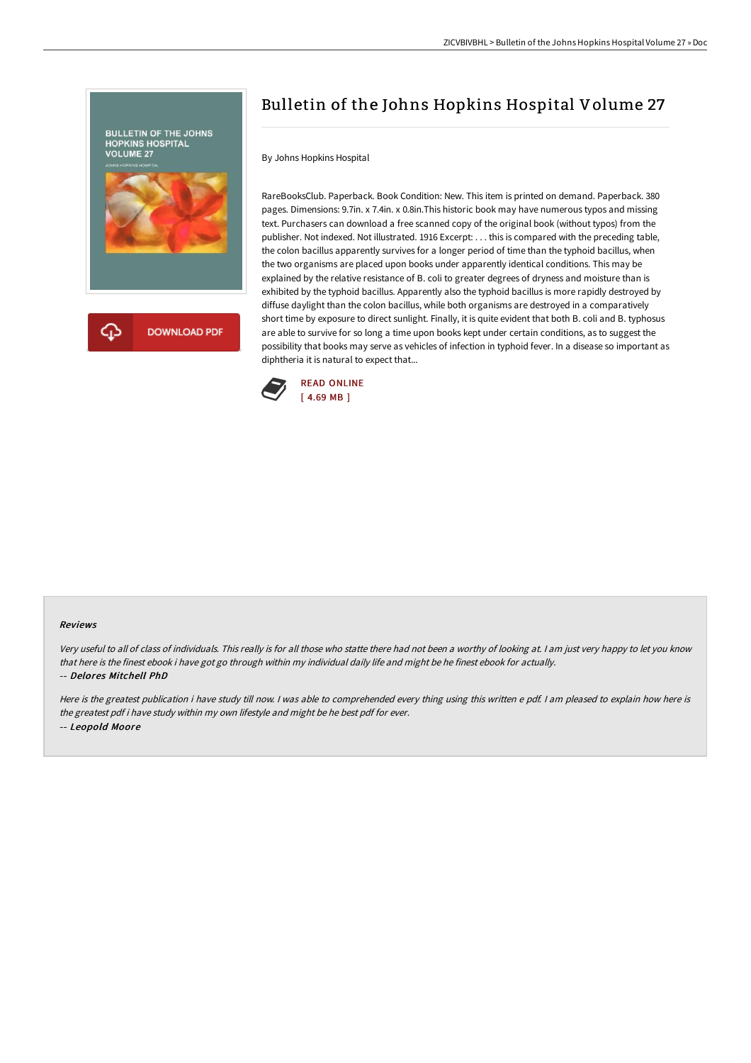# Bulletin of the Johns Hopkins Hospital Volume 27

By Johns Hopkins Hospital

RareBooksClub. Paperback. Book Condition: New. This item is printed on demand. Paperback. 380 pages. Dimensions: 9.7in. x 7.4in. x 0.8in.This historic book may have numerous typos and missing text. Purchasers can download a free scanned copy of the original book (without typos) from the publisher. Not indexed. Not illustrated. 1916 Excerpt: . . . this is compared with the preceding table, the colon bacillus apparently survives for a longer period of time than the typhoid bacillus, when the two organisms are placed upon books under apparently identical conditions. This may be explained by the relative resistance of B. coli to greater degrees of dryness and moisture than is exhibited by the typhoid bacillus. Apparently also the typhoid bacillus is more rapidly destroyed by diffuse daylight than the colon bacillus, while both organisms are destroyed in a comparatively short time by exposure to direct sunlight. Finally, it is quite evident that both B. coli and B. typhosus are able to survive for so long a time upon books kept under certain conditions, as to suggest the possibility that books may serve as vehicles of infection in typhoid fever. In a disease so important as diphtheria it is natural to expect that...

READ ONLINE
[ 4.69 MB ]

### Reviews

*Very useful to all of class of individuals. This really is for all those who statte there had not been a worthy of looking at. I am just very happy to let you know that here is the finest ebook i have got go through within my individual daily life and might be he finest ebook for actually.*

*-- **Delores Mitchell PhD***

*Here is the greatest publication i have study till now. I was able to comprehended every thing using this written e pdf. I am pleased to explain how here is the greatest pdf i have study within my own lifestyle and might be he best pdf for ever.*

*-- **Leopold Moore***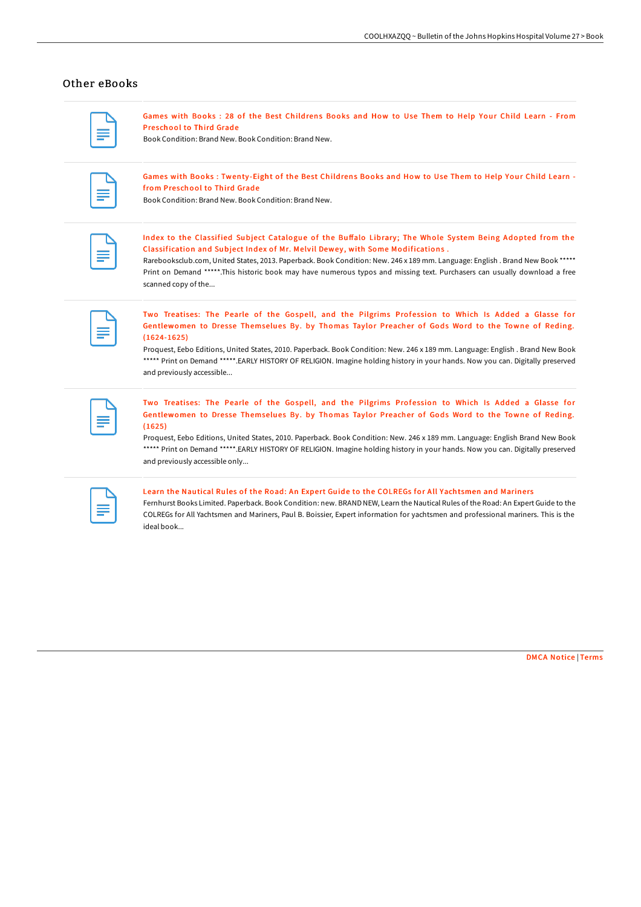## Other eBooks

**Games with Books : 28 of the Best Childrens Books and How to Use Them to Help Your Child Learn - From Preschool to Third Grade**

Book Condition: Brand New. Book Condition: Brand New.

**Games with Books : Twenty-Eight of the Best Childrens Books and How to Use Them to Help Your Child Learn - from Preschool to Third Grade**

Book Condition: Brand New. Book Condition: Brand New.

**Index to the Classified Subject Catalogue of the Buffalo Library; The Whole System Being Adopted from the Classification and Subject Index of Mr. Melvil Dewey, with Some Modifications .**

Rarebooksclub.com, United States, 2013. Paperback. Book Condition: New. 246 x 189 mm. Language: English . Brand New Book ***** Print on Demand *****.This historic book may have numerous typos and missing text. Purchasers can usually download a free scanned copy of the...

**Two Treatises: The Pearle of the Gospell, and the Pilgrims Profession to Which Is Added a Glasse for Gentlewomen to Dresse Themselues By. by Thomas Taylor Preacher of Gods Word to the Towne of Reding. (1624-1625)**

Proquest, Eebo Editions, United States, 2010. Paperback. Book Condition: New. 246 x 189 mm. Language: English . Brand New Book ***** Print on Demand *****.EARLY HISTORY OF RELIGION. Imagine holding history in your hands. Now you can. Digitally preserved and previously accessible...

**Two Treatises: The Pearle of the Gospell, and the Pilgrims Profession to Which Is Added a Glasse for Gentlewomen to Dresse Themselues By. by Thomas Taylor Preacher of Gods Word to the Towne of Reding. (1625)**

Proquest, Eebo Editions, United States, 2010. Paperback. Book Condition: New. 246 x 189 mm. Language: English Brand New Book ***** Print on Demand *****.EARLY HISTORY OF RELIGION. Imagine holding history in your hands. Now you can. Digitally preserved and previously accessible only...

**Learn the Nautical Rules of the Road: An Expert Guide to the COLREGs for All Yachtsmen and Mariners**

Fernhurst Books Limited. Paperback. Book Condition: new. BRAND NEW, Learn the Nautical Rules of the Road: An Expert Guide to the COLREGs for All Yachtsmen and Mariners, Paul B. Boissier, Expert information for yachtsmen and professional mariners. This is the ideal book...